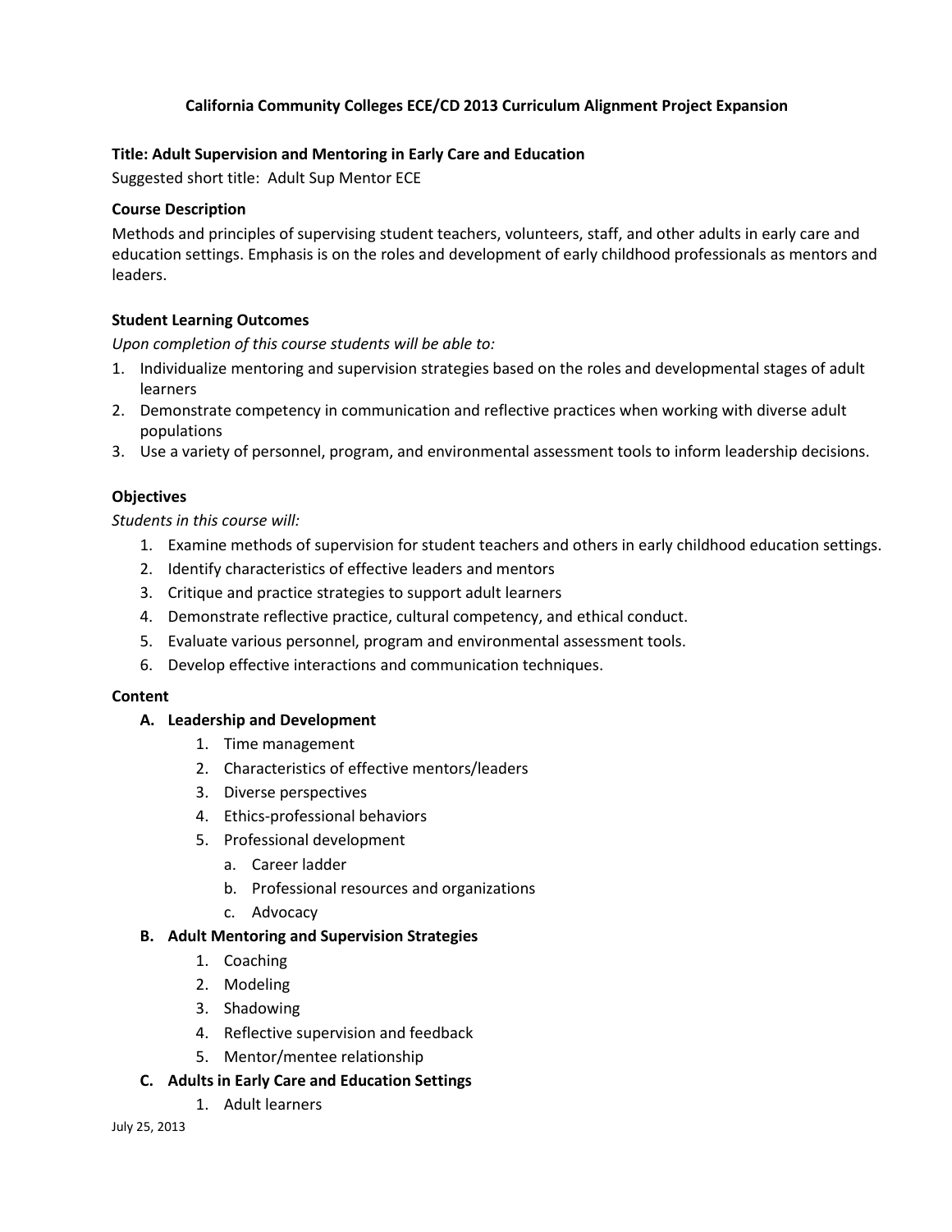# California Community Colleges ECE/CD 2013 Curriculum Alignment Project Expansion

**Title: Adult Supervision and Mentoring in Early Care and Education**

Suggested short title: Adult Sup Mentor ECE

## Course Description

Methods and principles of supervising student teachers, volunteers, staff, and other adults in early care and education settings. Emphasis is on the roles and development of early childhood professionals as mentors and leaders.

## Student Learning Outcomes

*Upon completion of this course students will be able to:*

1. Individualize mentoring and supervision strategies based on the roles and developmental stages of adult learners
2. Demonstrate competency in communication and reflective practices when working with diverse adult populations
3. Use a variety of personnel, program, and environmental assessment tools to inform leadership decisions.

## Objectives

*Students in this course will:*

1. Examine methods of supervision for student teachers and others in early childhood education settings.
2. Identify characteristics of effective leaders and mentors
3. Critique and practice strategies to support adult learners
4. Demonstrate reflective practice, cultural competency, and ethical conduct.
5. Evaluate various personnel, program and environmental assessment tools.
6. Develop effective interactions and communication techniques.

## Content

**A. Leadership and Development**

1. Time management
2. Characteristics of effective mentors/leaders
3. Diverse perspectives
4. Ethics-professional behaviors
5. Professional development
   a. Career ladder
   b. Professional resources and organizations
   c. Advocacy

**B. Adult Mentoring and Supervision Strategies**

1. Coaching
2. Modeling
3. Shadowing
4. Reflective supervision and feedback
5. Mentor/mentee relationship

**C. Adults in Early Care and Education Settings**

1. Adult learners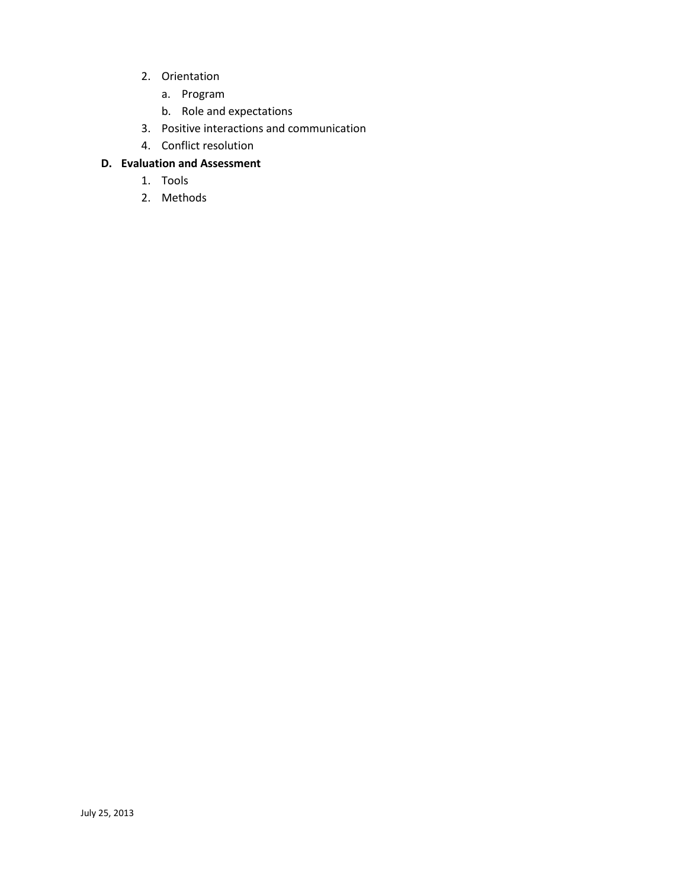2. Orientation
    a. Program
    b. Role and expectations
3. Positive interactions and communication
4. Conflict resolution

**D. Evaluation and Assessment**

1. Tools
2. Methods

July 25, 2013